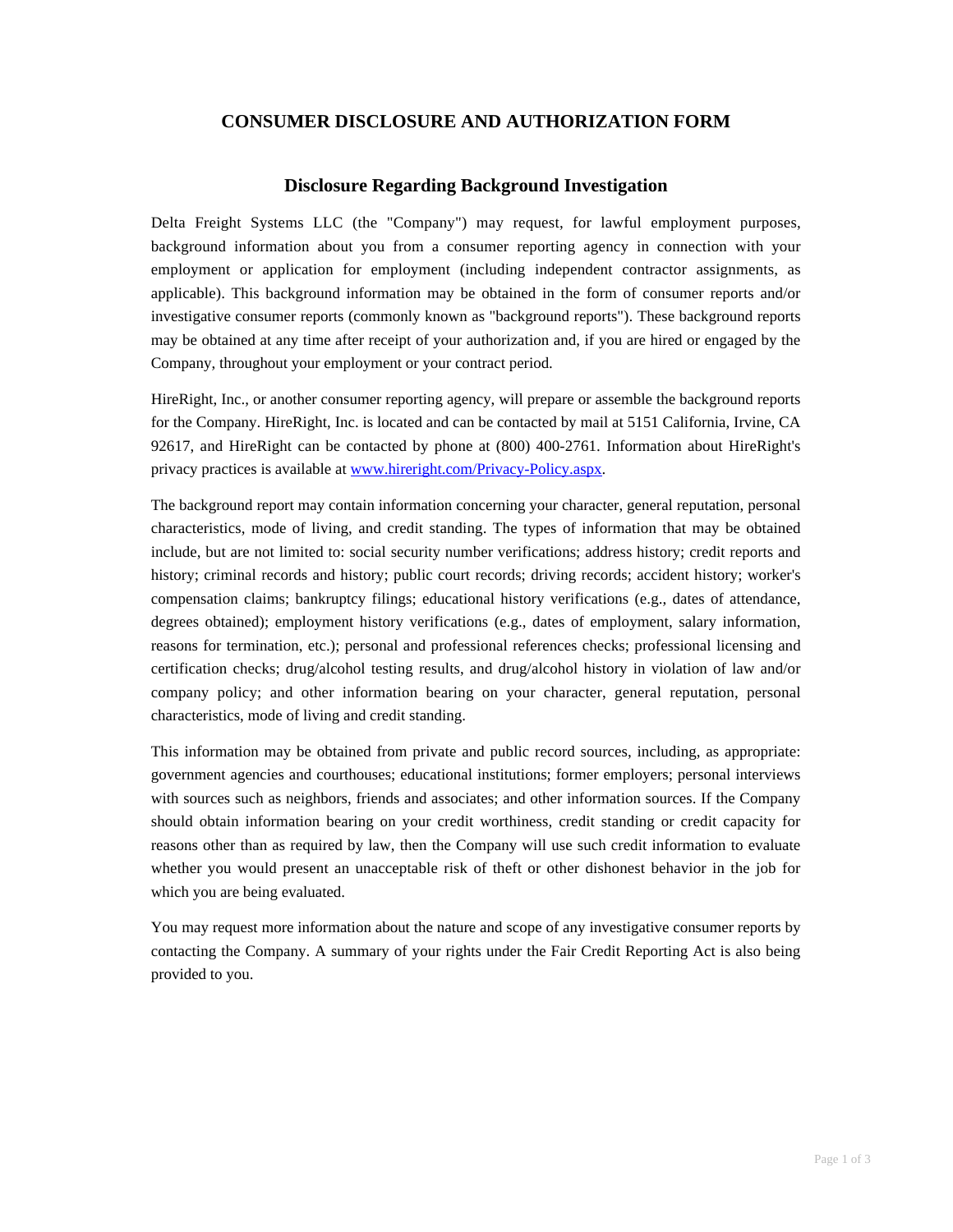# CONSUMER DISCLOSURE AND AUTHORIZATION FORM

## Disclosure Regarding Background Investigation

Delta Freight Systems LLC (the "Company") may request, for lawful employment purposes, background information about you from a consumer reporting agency in connection with your employment or application for employment (including independent contractor assignments, as applicable). This background information may be obtained in the form of consumer reports and/or investigative consumer reports (commonly known as "background reports"). These background reports may be obtained at any time after receipt of your authorization and, if you are hired or engaged by the Company, throughout your employment or your contract period.

HireRight, Inc., or another consumer reporting agency, will prepare or assemble the background reports for the Company. HireRight, Inc. is located and can be contacted by mail at 5151 California, Irvine, CA 92617, and HireRight can be contacted by phone at (800) 400-2761. Information about HireRight's privacy practices is available at [www.hireright.com/Privacy-Policy.aspx](www.hireright.com/Privacy-Policy.aspx).

The background report may contain information concerning your character, general reputation, personal characteristics, mode of living, and credit standing. The types of information that may be obtained include, but are not limited to: social security number verifications; address history; credit reports and history; criminal records and history; public court records; driving records; accident history; worker's compensation claims; bankruptcy filings; educational history verifications (e.g., dates of attendance, degrees obtained); employment history verifications (e.g., dates of employment, salary information, reasons for termination, etc.); personal and professional references checks; professional licensing and certification checks; drug/alcohol testing results, and drug/alcohol history in violation of law and/or company policy; and other information bearing on your character, general reputation, personal characteristics, mode of living and credit standing.

This information may be obtained from private and public record sources, including, as appropriate: government agencies and courthouses; educational institutions; former employers; personal interviews with sources such as neighbors, friends and associates; and other information sources. If the Company should obtain information bearing on your credit worthiness, credit standing or credit capacity for reasons other than as required by law, then the Company will use such credit information to evaluate whether you would present an unacceptable risk of theft or other dishonest behavior in the job for which you are being evaluated.

You may request more information about the nature and scope of any investigative consumer reports by contacting the Company. A summary of your rights under the Fair Credit Reporting Act is also being provided to you.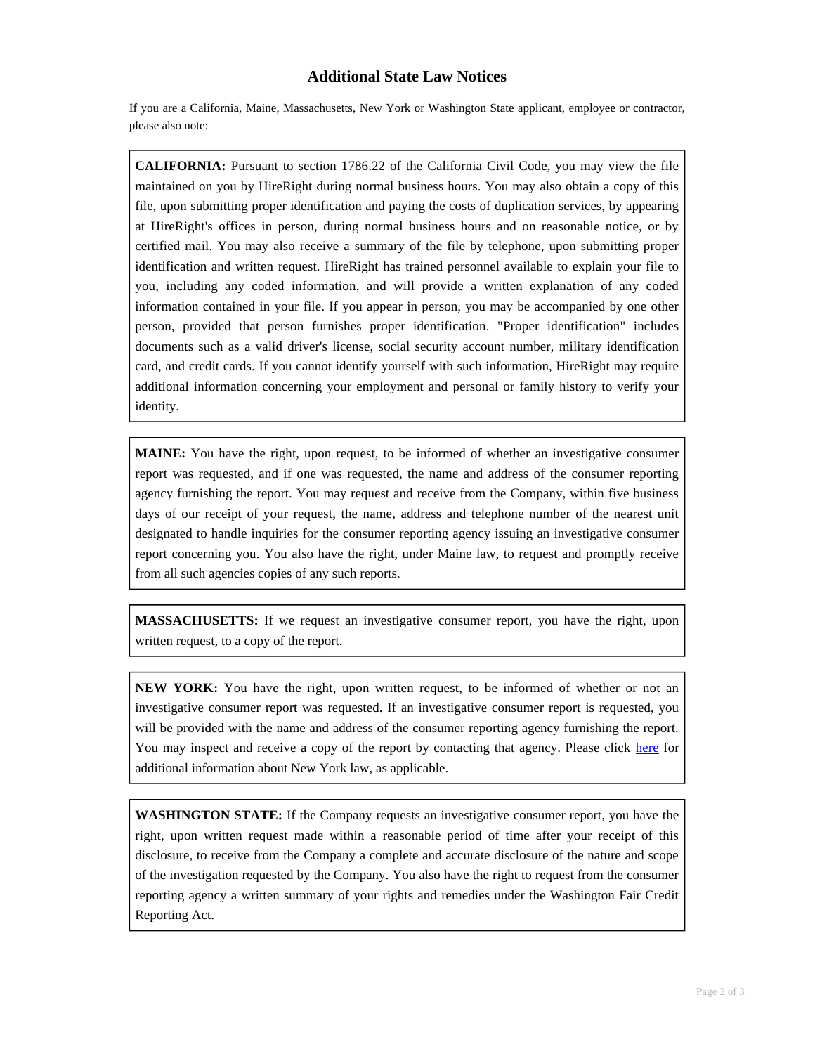# Additional State Law Notices

If you are a California, Maine, Massachusetts, New York or Washington State applicant, employee or contractor, please also note:

**CALIFORNIA:** Pursuant to section 1786.22 of the California Civil Code, you may view the file maintained on you by HireRight during normal business hours. You may also obtain a copy of this file, upon submitting proper identification and paying the costs of duplication services, by appearing at HireRight's offices in person, during normal business hours and on reasonable notice, or by certified mail. You may also receive a summary of the file by telephone, upon submitting proper identification and written request. HireRight has trained personnel available to explain your file to you, including any coded information, and will provide a written explanation of any coded information contained in your file. If you appear in person, you may be accompanied by one other person, provided that person furnishes proper identification. "Proper identification" includes documents such as a valid driver's license, social security account number, military identification card, and credit cards. If you cannot identify yourself with such information, HireRight may require additional information concerning your employment and personal or family history to verify your identity.

**MAINE:** You have the right, upon request, to be informed of whether an investigative consumer report was requested, and if one was requested, the name and address of the consumer reporting agency furnishing the report. You may request and receive from the Company, within five business days of our receipt of your request, the name, address and telephone number of the nearest unit designated to handle inquiries for the consumer reporting agency issuing an investigative consumer report concerning you. You also have the right, under Maine law, to request and promptly receive from all such agencies copies of any such reports.

**MASSACHUSETTS:** If we request an investigative consumer report, you have the right, upon written request, to a copy of the report.

**NEW YORK:** You have the right, upon written request, to be informed of whether or not an investigative consumer report was requested. If an investigative consumer report is requested, you will be provided with the name and address of the consumer reporting agency furnishing the report. You may inspect and receive a copy of the report by contacting that agency. Please click here for additional information about New York law, as applicable.

**WASHINGTON STATE:** If the Company requests an investigative consumer report, you have the right, upon written request made within a reasonable period of time after your receipt of this disclosure, to receive from the Company a complete and accurate disclosure of the nature and scope of the investigation requested by the Company. You also have the right to request from the consumer reporting agency a written summary of your rights and remedies under the Washington Fair Credit Reporting Act.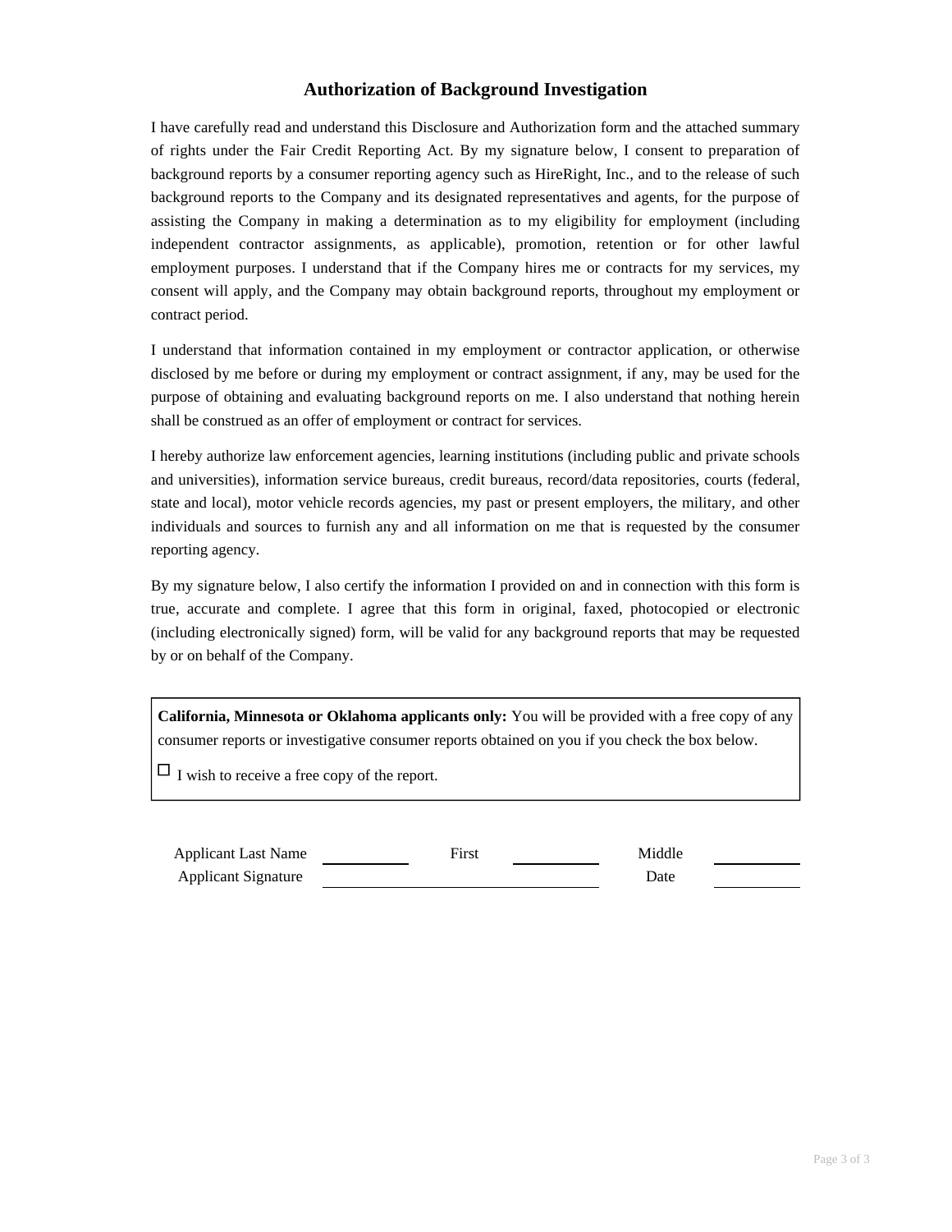## Authorization of Background Investigation

I have carefully read and understand this Disclosure and Authorization form and the attached summary of rights under the Fair Credit Reporting Act. By my signature below, I consent to preparation of background reports by a consumer reporting agency such as HireRight, Inc., and to the release of such background reports to the Company and its designated representatives and agents, for the purpose of assisting the Company in making a determination as to my eligibility for employment (including independent contractor assignments, as applicable), promotion, retention or for other lawful employment purposes. I understand that if the Company hires me or contracts for my services, my consent will apply, and the Company may obtain background reports, throughout my employment or contract period.

I understand that information contained in my employment or contractor application, or otherwise disclosed by me before or during my employment or contract assignment, if any, may be used for the purpose of obtaining and evaluating background reports on me. I also understand that nothing herein shall be construed as an offer of employment or contract for services.

I hereby authorize law enforcement agencies, learning institutions (including public and private schools and universities), information service bureaus, credit bureaus, record/data repositories, courts (federal, state and local), motor vehicle records agencies, my past or present employers, the military, and other individuals and sources to furnish any and all information on me that is requested by the consumer reporting agency.

By my signature below, I also certify the information I provided on and in connection with this form is true, accurate and complete. I agree that this form in original, faxed, photocopied or electronic (including electronically signed) form, will be valid for any background reports that may be requested by or on behalf of the Company.

**California, Minnesota or Oklahoma applicants only:** You will be provided with a free copy of any consumer reports or investigative consumer reports obtained on you if you check the box below.

☐ I wish to receive a free copy of the report.

| | | | | | |
|---|---|---|---|---|---|
| Applicant Last Name | ____________ | First | ____________ | Middle | ____________ |
| Applicant Signature | ____________ | | | Date | ____________ |